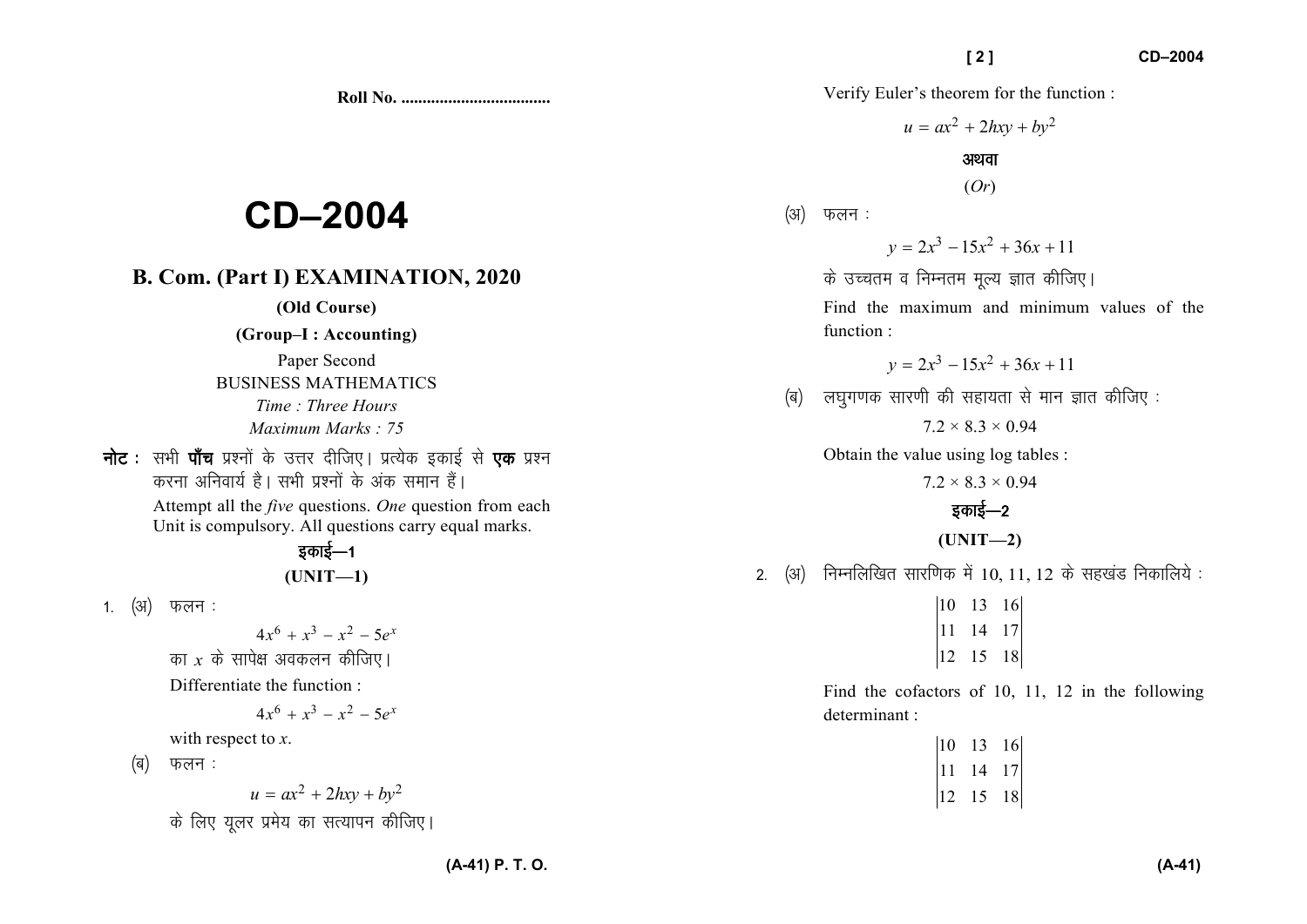Roll No. ..................................

# CD–2004

## B. Com. (Part I) EXAMINATION, 2020

**(Old Course)**

**(Group–I : Accounting)**

Paper Second

BUSINESS MATHEMATICS

*Time : Three Hours*

*Maximum Marks : 75*

**नोट :** सभी **पाँच** प्रश्नों के उत्तर दीजिए। प्रत्येक इकाई से **एक** प्रश्न करना अनिवार्य है। सभी प्रश्नों के अंक समान हैं।

Attempt all the *five* questions. *One* question from each Unit is compulsory. All questions carry equal marks.

### इकाई—1

### (UNIT—1)

1. (अ) फलन :

$$4x^6 + x^3 - x^2 - 5e^x$$

का $x$ के सापेक्ष अवकलन कीजिए।

Differentiate the function :

$$4x^6 + x^3 - x^2 - 5e^x$$

with respect to $x$.

(ब) फलन :

$$u = ax^2 + 2hxy + by^2$$

के लिए यूलर प्रमेय का सत्यापन कीजिए।

Verify Euler's theorem for the function :

$$u = ax^2 + 2hxy + by^2$$

अथवा

(*Or*)

(अ) फलन :

$$y = 2x^3 - 15x^2 + 36x + 11$$

के उच्चतम व निम्नतम मूल्य ज्ञात कीजिए।

Find the maximum and minimum values of the function :

$$y = 2x^3 - 15x^2 + 36x + 11$$

(ब) लघुगणक सारणी की सहायता से मान ज्ञात कीजिए :

$$7.2 \times 8.3 \times 0.94$$

Obtain the value using log tables :

$$7.2 \times 8.3 \times 0.94$$

### इकाई—2

### (UNIT—2)

2. (अ) निम्नलिखित सारणिक में 10, 11, 12 के सहखंड निकालिये :

$$\begin{vmatrix} 10 & 13 & 16 \\ 11 & 14 & 17 \\ 12 & 15 & 18 \end{vmatrix}$$

Find the cofactors of 10, 11, 12 in the following determinant :

$$\begin{vmatrix} 10 & 13 & 16 \\ 11 & 14 & 17 \\ 12 & 15 & 18 \end{vmatrix}$$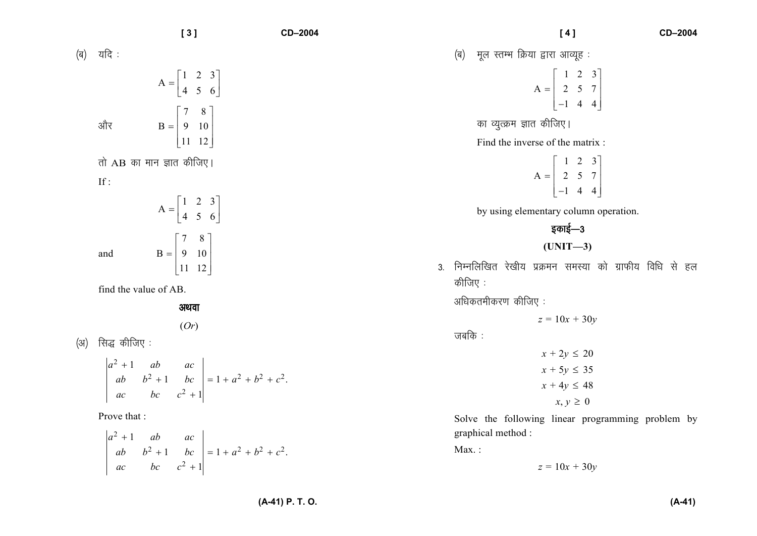(ब) यदि :

$$A = \begin{bmatrix} 1 & 2 & 3 \\ 4 & 5 & 6 \end{bmatrix}$$

और

$$B = \begin{bmatrix} 7 & 8 \\ 9 & 10 \\ 11 & 12 \end{bmatrix}$$

तो AB का मान ज्ञात कीजिए।

If :

$$A = \begin{bmatrix} 1 & 2 & 3 \\ 4 & 5 & 6 \end{bmatrix}$$

and

$$B = \begin{bmatrix} 7 & 8 \\ 9 & 10 \\ 11 & 12 \end{bmatrix}$$

find the value of AB.

**अथवा**

(*Or*)

(अ) सिद्ध कीजिए :

$$\begin{vmatrix} a^2+1 & ab & ac \\ ab & b^2+1 & bc \\ ac & bc & c^2+1 \end{vmatrix} = 1 + a^2 + b^2 + c^2.$$

Prove that :

$$\begin{vmatrix} a^2+1 & ab & ac \\ ab & b^2+1 & bc \\ ac & bc & c^2+1 \end{vmatrix} = 1 + a^2 + b^2 + c^2.$$

(ब) मूल स्तम्भ क्रिया द्वारा आव्यूह :

$$A = \begin{bmatrix} 1 & 2 & 3 \\ 2 & 5 & 7 \\ -1 & 4 & 4 \end{bmatrix}$$

का व्युत्क्रम ज्ञात कीजिए।

Find the inverse of the matrix :

$$A = \begin{bmatrix} 1 & 2 & 3 \\ 2 & 5 & 7 \\ -1 & 4 & 4 \end{bmatrix}$$

by using elementary column operation.

## इकाई—3

## (UNIT—3)

3. निम्नलिखित रेखीय प्रक्रमन समस्या को ग्राफीय विधि से हल कीजिए :

अधिकतमीकरण कीजिए :

$$z = 10x + 30y$$

जबकि :

$$x + 2y \leq 20$$
$$x + 5y \leq 35$$
$$x + 4y \leq 48$$
$$x, y \geq 0$$

Solve the following linear programming problem by graphical method :

Max. :

$$z = 10x + 30y$$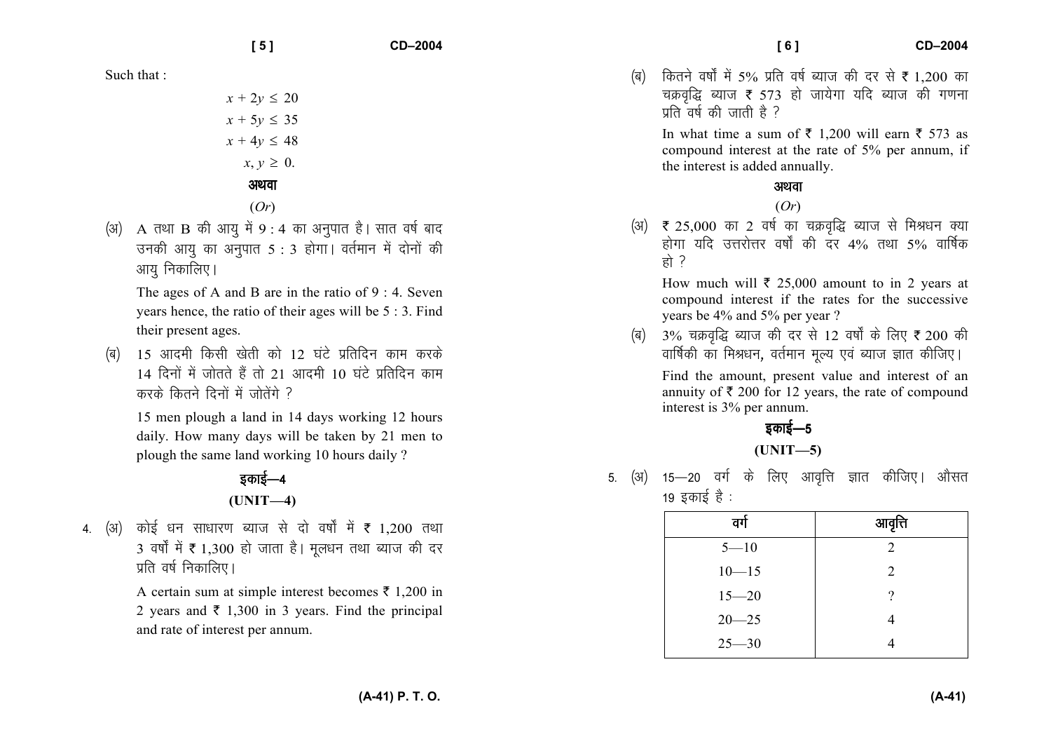Such that :

$$x + 2y \leq 20$$
$$x + 5y \leq 35$$
$$x + 4y \leq 48$$
$$x, y \geq 0.$$

अथवा

(*Or*)

(अ) A तथा B की आयु में 9 : 4 का अनुपात है। सात वर्ष बाद उनकी आयु का अनुपात 5 : 3 होगा। वर्तमान में दोनों की आयु निकालिए।

The ages of A and B are in the ratio of 9 : 4. Seven years hence, the ratio of their ages will be 5 : 3. Find their present ages.

(ब) 15 आदमी किसी खेती को 12 घंटे प्रतिदिन काम करके 14 दिनों में जोतते हैं तो 21 आदमी 10 घंटे प्रतिदिन काम करके कितने दिनों में जोतेंगे ?

15 men plough a land in 14 days working 12 hours daily. How many days will be taken by 21 men to plough the same land working 10 hours daily ?

## इकाई—4

## (UNIT—4)

4\. (अ) कोई धन साधारण ब्याज से दो वर्षों में ₹ 1,200 तथा 3 वर्षों में ₹ 1,300 हो जाता है। मूलधन तथा ब्याज की दर प्रति वर्ष निकालिए।

A certain sum at simple interest becomes ₹ 1,200 in 2 years and ₹ 1,300 in 3 years. Find the principal and rate of interest per annum.

(ब) कितने वर्षों में 5% प्रति वर्ष ब्याज की दर से ₹ 1,200 का चक्रवृद्धि ब्याज ₹ 573 हो जायेगा यदि ब्याज की गणना प्रति वर्ष की जाती है ?

In what time a sum of ₹ 1,200 will earn ₹ 573 as compound interest at the rate of 5% per annum, if the interest is added annually.

अथवा

(*Or*)

(अ) ₹ 25,000 का 2 वर्ष का चक्रवृद्धि ब्याज से मिश्रधन क्या होगा यदि उत्तरोत्तर वर्षों की दर 4% तथा 5% वार्षिक हो ?

How much will ₹ 25,000 amount to in 2 years at compound interest if the rates for the successive years be 4% and 5% per year ?

(ब) 3% चक्रवृद्धि ब्याज की दर से 12 वर्षों के लिए ₹ 200 की वार्षिकी का मिश्रधन, वर्तमान मूल्य एवं ब्याज ज्ञात कीजिए।

Find the amount, present value and interest of an annuity of ₹ 200 for 12 years, the rate of compound interest is 3% per annum.

## इकाई—5

## (UNIT—5)

5\. (अ) 15—20 वर्ग के लिए आवृत्ति ज्ञात कीजिए। औसत 19 इकाई है :

| वर्ग | आवृत्ति |
|---|---|
| 5—10 | 2 |
| 10—15 | 2 |
| 15—20 | ? |
| 20—25 | 4 |
| 25—30 | 4 |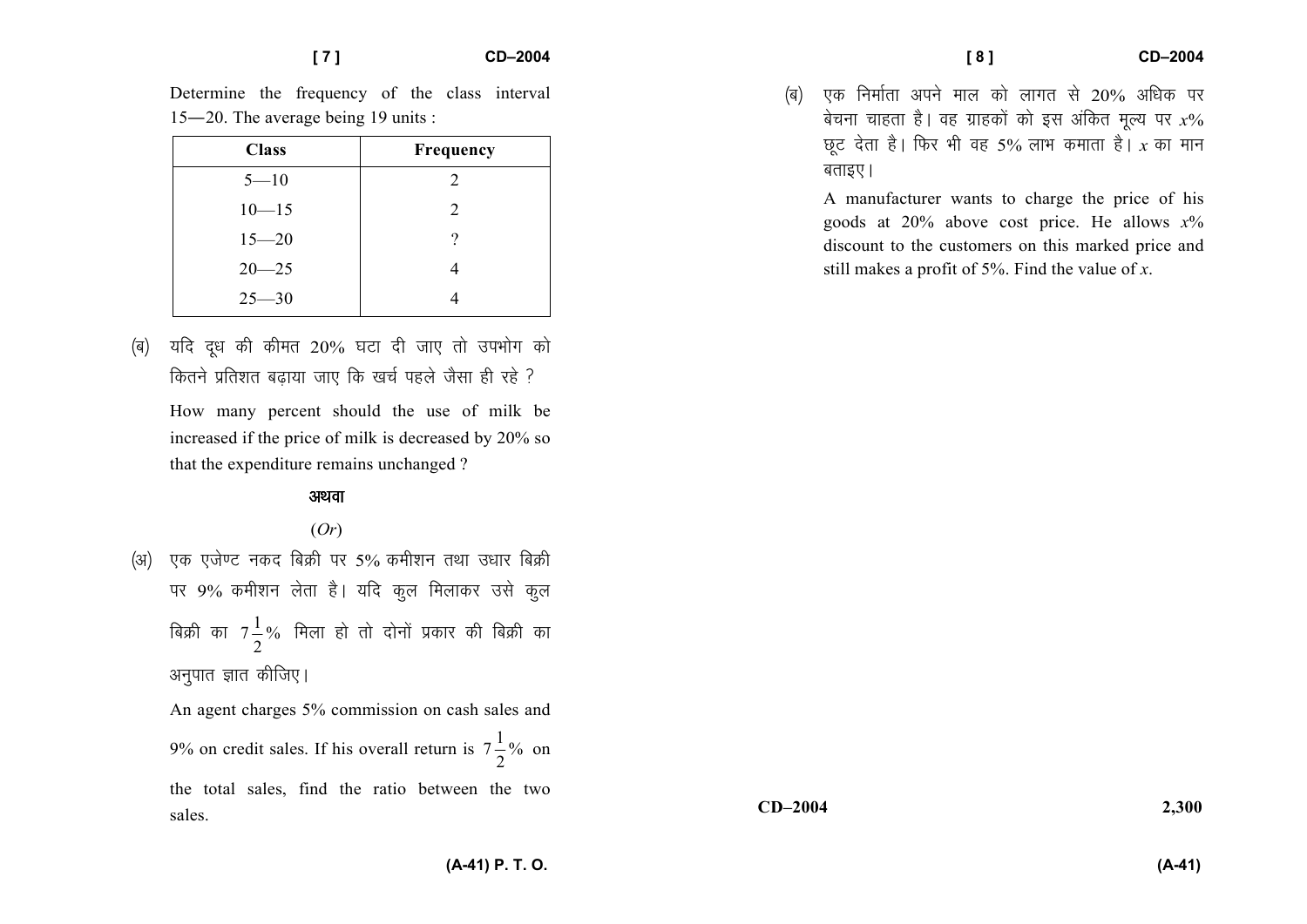Determine the frequency of the class interval 15—20. The average being 19 units :

| Class | Frequency |
|---|---|
| 5—10 | 2 |
| 10—15 | 2 |
| 15—20 | ? |
| 20—25 | 4 |
| 25—30 | 4 |

(ब) यदि दूध की कीमत 20% घटा दी जाए तो उपभोग को कितने प्रतिशत बढ़ाया जाए कि खर्च पहले जैसा ही रहे ?

How many percent should the use of milk be increased if the price of milk is decreased by 20% so that the expenditure remains unchanged ?

अथवा

(*Or*)

(अ) एक एजेण्ट नकद बिक्री पर 5% कमीशन तथा उधार बिक्री पर 9% कमीशन लेता है। यदि कुल मिलाकर उसे कुल बिक्री का $7\frac{1}{2}\%$ मिला हो तो दोनों प्रकार की बिक्री का अनुपात ज्ञात कीजिए।

An agent charges 5% commission on cash sales and 9% on credit sales. If his overall return is $7\frac{1}{2}\%$ on the total sales, find the ratio between the two sales.

(ब) एक निर्माता अपने माल को लागत से 20% अधिक पर बेचना चाहता है। वह ग्राहकों को इस अंकित मूल्य पर $x\%$ छूट देता है। फिर भी वह 5% लाभ कमाता है। $x$ का मान बताइए।

A manufacturer wants to charge the price of his goods at 20% above cost price. He allows $x\%$ discount to the customers on this marked price and still makes a profit of 5%. Find the value of $x$.

CD–2004 2,300